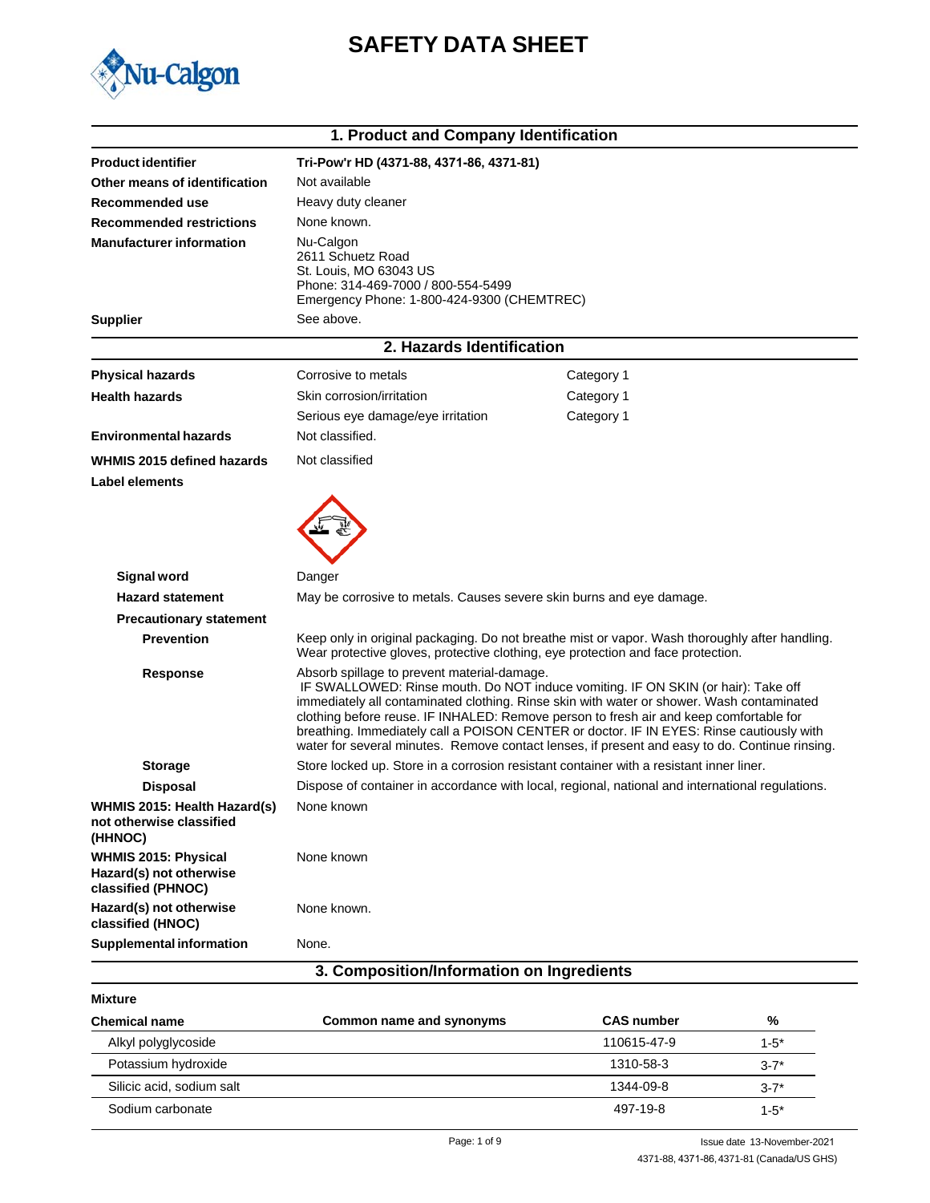# SAFETY DATA SHEET

## 1. Product and Company Identification

| | |
|---|---|
| **Product identifier** | **Tri-Pow'r HD (4371-88, 4371-86, 4371-81)** |
| **Other means of identification** | Not available |
| **Recommended use** | Heavy duty cleaner |
| **Recommended restrictions** | None known. |
| **Manufacturer information** | Nu-Calgon<br>2611 Schuetz Road<br>St. Louis, MO 63043 US<br>Phone: 314-469-7000 / 800-554-5499<br>Emergency Phone: 1-800-424-9300 (CHEMTREC) |
| **Supplier** | See above. |

## 2. Hazards Identification

| | | |
|---|---|---|
| **Physical hazards** | Corrosive to metals | Category 1 |
| **Health hazards** | Skin corrosion/irritation | Category 1 |
| | Serious eye damage/eye irritation | Category 1 |
| **Environmental hazards** | Not classified. | |
| **WHMIS 2015 defined hazards** | Not classified | |

**Label elements**

**Signal word** Danger

**Hazard statement** May be corrosive to metals. Causes severe skin burns and eye damage.

**Precautionary statement**

**Prevention** Keep only in original packaging. Do not breathe mist or vapor. Wash thoroughly after handling. Wear protective gloves, protective clothing, eye protection and face protection.

**Response** Absorb spillage to prevent material-damage. IF SWALLOWED: Rinse mouth. Do NOT induce vomiting. IF ON SKIN (or hair): Take off immediately all contaminated clothing. Rinse skin with water or shower. Wash contaminated clothing before reuse. IF INHALED: Remove person to fresh air and keep comfortable for breathing. Immediately call a POISON CENTER or doctor. IF IN EYES: Rinse cautiously with water for several minutes. Remove contact lenses, if present and easy to do. Continue rinsing.

**Storage** Store locked up. Store in a corrosion resistant container with a resistant inner liner.

**Disposal** Dispose of container in accordance with local, regional, national and international regulations.

**WHMIS 2015: Health Hazard(s) not otherwise classified (HHNOC)** None known

**WHMIS 2015: Physical Hazard(s) not otherwise classified (PHNOC)** None known

**Hazard(s) not otherwise classified (HNOC)** None known.

**Supplemental information** None.

## 3. Composition/Information on Ingredients

**Mixture**

| Chemical name | Common name and synonyms | CAS number | % |
|---|---|---|---|
| Alkyl polyglycoside | | 110615-47-9 | 1-5* |
| Potassium hydroxide | | 1310-58-3 | 3-7* |
| Silicic acid, sodium salt | | 1344-09-8 | 3-7* |
| Sodium carbonate | | 497-19-8 | 1-5* |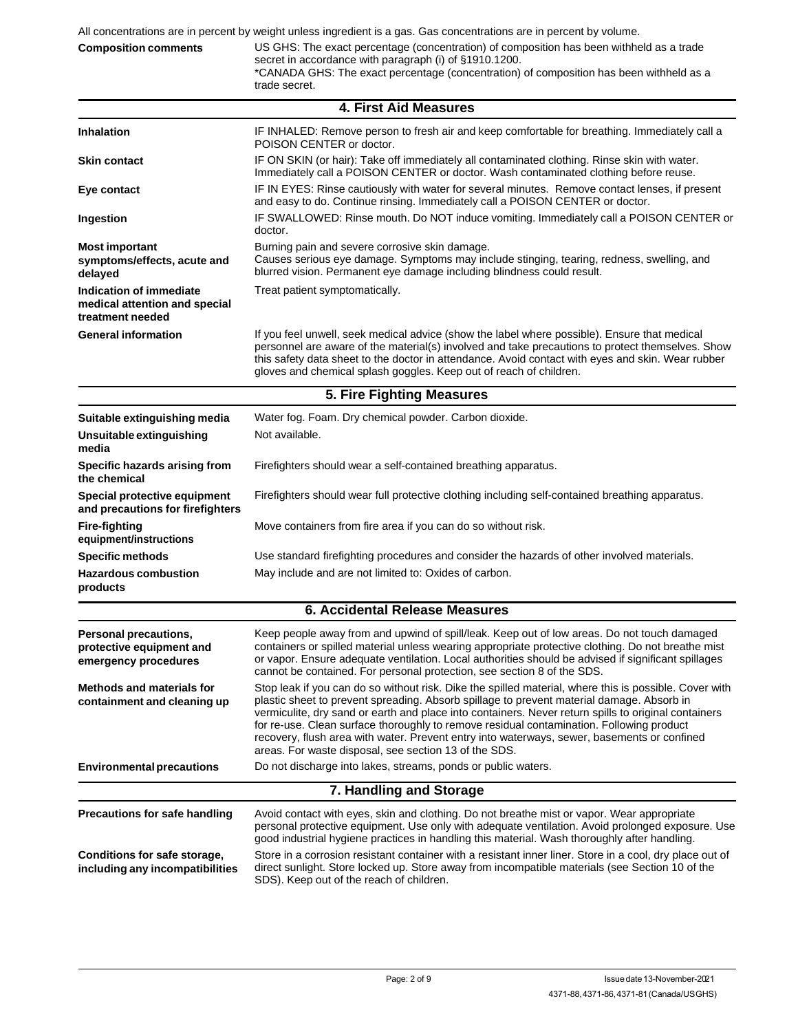All concentrations are in percent by weight unless ingredient is a gas. Gas concentrations are in percent by volume.

| | |
|---|---|
| **Composition comments** | US GHS: The exact percentage (concentration) of composition has been withheld as a trade secret in accordance with paragraph (i) of §1910.1200.<br>*CANADA GHS: The exact percentage (concentration) of composition has been withheld as a trade secret. |

## 4. First Aid Measures

| | |
|---|---|
| **Inhalation** | IF INHALED: Remove person to fresh air and keep comfortable for breathing. Immediately call a POISON CENTER or doctor. |
| **Skin contact** | IF ON SKIN (or hair): Take off immediately all contaminated clothing. Rinse skin with water. Immediately call a POISON CENTER or doctor. Wash contaminated clothing before reuse. |
| **Eye contact** | IF IN EYES: Rinse cautiously with water for several minutes. Remove contact lenses, if present and easy to do. Continue rinsing. Immediately call a POISON CENTER or doctor. |
| **Ingestion** | IF SWALLOWED: Rinse mouth. Do NOT induce vomiting. Immediately call a POISON CENTER or doctor. |
| **Most important symptoms/effects, acute and delayed** | Burning pain and severe corrosive skin damage.<br>Causes serious eye damage. Symptoms may include stinging, tearing, redness, swelling, and blurred vision. Permanent eye damage including blindness could result. |
| **Indication of immediate medical attention and special treatment needed** | Treat patient symptomatically. |
| **General information** | If you feel unwell, seek medical advice (show the label where possible). Ensure that medical personnel are aware of the material(s) involved and take precautions to protect themselves. Show this safety data sheet to the doctor in attendance. Avoid contact with eyes and skin. Wear rubber gloves and chemical splash goggles. Keep out of reach of children. |

## 5. Fire Fighting Measures

| | |
|---|---|
| **Suitable extinguishing media** | Water fog. Foam. Dry chemical powder. Carbon dioxide. |
| **Unsuitable extinguishing media** | Not available. |
| **Specific hazards arising from the chemical** | Firefighters should wear a self-contained breathing apparatus. |
| **Special protective equipment and precautions for firefighters** | Firefighters should wear full protective clothing including self-contained breathing apparatus. |
| **Fire-fighting equipment/instructions** | Move containers from fire area if you can do so without risk. |
| **Specific methods** | Use standard firefighting procedures and consider the hazards of other involved materials. |
| **Hazardous combustion products** | May include and are not limited to: Oxides of carbon. |

## 6. Accidental Release Measures

| | |
|---|---|
| **Personal precautions, protective equipment and emergency procedures** | Keep people away from and upwind of spill/leak. Keep out of low areas. Do not touch damaged containers or spilled material unless wearing appropriate protective clothing. Do not breathe mist or vapor. Ensure adequate ventilation. Local authorities should be advised if significant spillages cannot be contained. For personal protection, see section 8 of the SDS. |
| **Methods and materials for containment and cleaning up** | Stop leak if you can do so without risk. Dike the spilled material, where this is possible. Cover with plastic sheet to prevent spreading. Absorb spillage to prevent material damage. Absorb in vermiculite, dry sand or earth and place into containers. Never return spills to original containers for re-use. Clean surface thoroughly to remove residual contamination. Following product recovery, flush area with water. Prevent entry into waterways, sewer, basements or confined areas. For waste disposal, see section 13 of the SDS. |
| **Environmental precautions** | Do not discharge into lakes, streams, ponds or public waters. |

## 7. Handling and Storage

| | |
|---|---|
| **Precautions for safe handling** | Avoid contact with eyes, skin and clothing. Do not breathe mist or vapor. Wear appropriate personal protective equipment. Use only with adequate ventilation. Avoid prolonged exposure. Use good industrial hygiene practices in handling this material. Wash thoroughly after handling. |
| **Conditions for safe storage, including any incompatibilities** | Store in a corrosion resistant container with a resistant inner liner. Store in a cool, dry place out of direct sunlight. Store locked up. Store away from incompatible materials (see Section 10 of the SDS). Keep out of the reach of children. |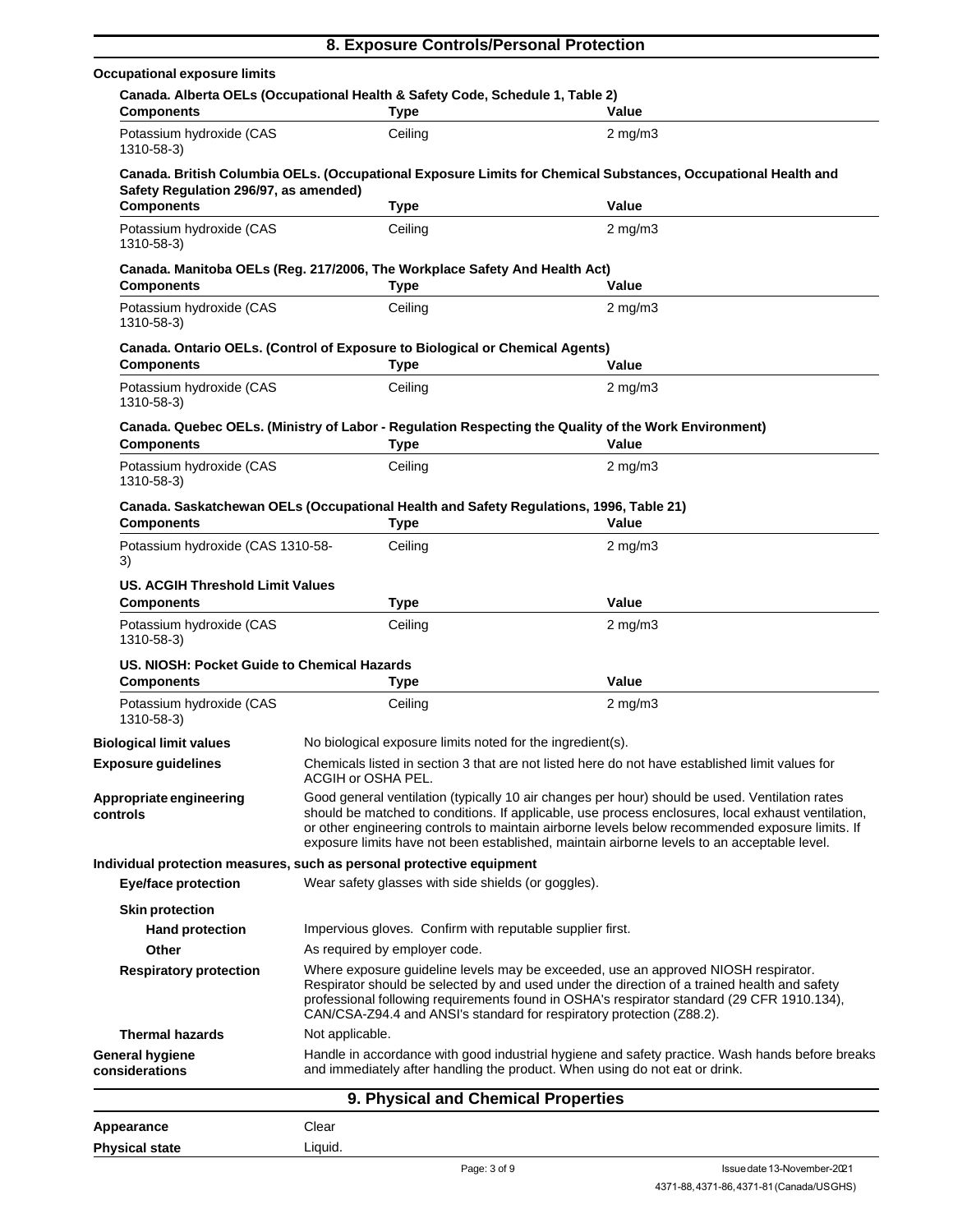## 8. Exposure Controls/Personal Protection

**Occupational exposure limits**

**Canada. Alberta OELs (Occupational Health & Safety Code, Schedule 1, Table 2)**

| Components | Type | Value |
|---|---|---|
| Potassium hydroxide (CAS 1310-58-3) | Ceiling | 2 mg/m3 |

**Canada. British Columbia OELs. (Occupational Exposure Limits for Chemical Substances, Occupational Health and Safety Regulation 296/97, as amended)**

| Components | Type | Value |
|---|---|---|
| Potassium hydroxide (CAS 1310-58-3) | Ceiling | 2 mg/m3 |

**Canada. Manitoba OELs (Reg. 217/2006, The Workplace Safety And Health Act)**

| Components | Type | Value |
|---|---|---|
| Potassium hydroxide (CAS 1310-58-3) | Ceiling | 2 mg/m3 |

**Canada. Ontario OELs. (Control of Exposure to Biological or Chemical Agents)**

| Components | Type | Value |
|---|---|---|
| Potassium hydroxide (CAS 1310-58-3) | Ceiling | 2 mg/m3 |

**Canada. Quebec OELs. (Ministry of Labor - Regulation Respecting the Quality of the Work Environment)**

| Components | Type | Value |
|---|---|---|
| Potassium hydroxide (CAS 1310-58-3) | Ceiling | 2 mg/m3 |

**Canada. Saskatchewan OELs (Occupational Health and Safety Regulations, 1996, Table 21)**

| Components | Type | Value |
|---|---|---|
| Potassium hydroxide (CAS 1310-58-3) | Ceiling | 2 mg/m3 |

**US. ACGIH Threshold Limit Values**

| Components | Type | Value |
|---|---|---|
| Potassium hydroxide (CAS 1310-58-3) | Ceiling | 2 mg/m3 |

**US. NIOSH: Pocket Guide to Chemical Hazards**

| Components | Type | Value |
|---|---|---|
| Potassium hydroxide (CAS 1310-58-3) | Ceiling | 2 mg/m3 |

**Biological limit values**: No biological exposure limits noted for the ingredient(s).

**Exposure guidelines**: Chemicals listed in section 3 that are not listed here do not have established limit values for ACGIH or OSHA PEL.

**Appropriate engineering controls**: Good general ventilation (typically 10 air changes per hour) should be used. Ventilation rates should be matched to conditions. If applicable, use process enclosures, local exhaust ventilation, or other engineering controls to maintain airborne levels below recommended exposure limits. If exposure limits have not been established, maintain airborne levels to an acceptable level.

**Individual protection measures, such as personal protective equipment**

**Eye/face protection**: Wear safety glasses with side shields (or goggles).

**Skin protection**

**Hand protection**: Impervious gloves. Confirm with reputable supplier first.

**Other**: As required by employer code.

**Respiratory protection**: Where exposure guideline levels may be exceeded, use an approved NIOSH respirator. Respirator should be selected by and used under the direction of a trained health and safety professional following requirements found in OSHA's respirator standard (29 CFR 1910.134), CAN/CSA-Z94.4 and ANSI's standard for respiratory protection (Z88.2).

**Thermal hazards**: Not applicable.

**General hygiene considerations**: Handle in accordance with good industrial hygiene and safety practice. Wash hands before breaks and immediately after handling the product. When using do not eat or drink.

## 9. Physical and Chemical Properties

**Appearance**: Clear

**Physical state**: Liquid.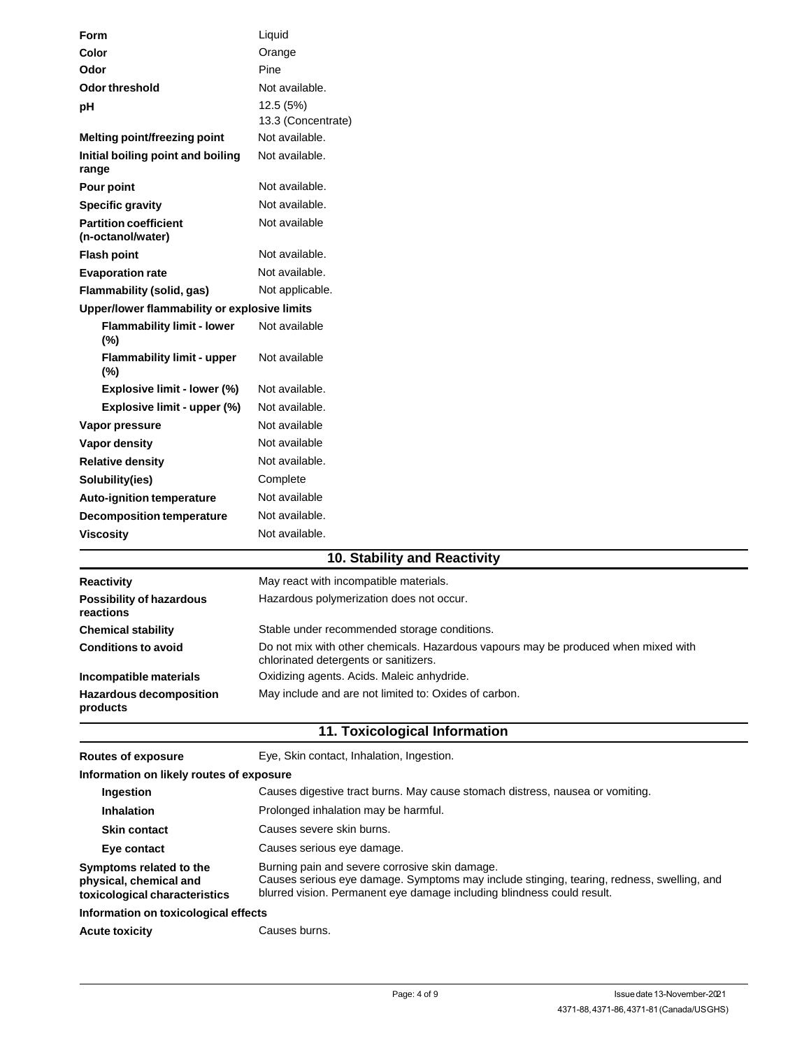| | |
|---|---|
| **Form** | Liquid |
| **Color** | Orange |
| **Odor** | Pine |
| **Odor threshold** | Not available. |
| **pH** | 12.5 (5%)<br>13.3 (Concentrate) |
| **Melting point/freezing point** | Not available. |
| **Initial boiling point and boiling range** | Not available. |
| **Pour point** | Not available. |
| **Specific gravity** | Not available. |
| **Partition coefficient (n-octanol/water)** | Not available |
| **Flash point** | Not available. |
| **Evaporation rate** | Not available. |
| **Flammability (solid, gas)** | Not applicable. |
| **Upper/lower flammability or explosive limits** | |
| **Flammability limit - lower (%)** | Not available |
| **Flammability limit - upper (%)** | Not available |
| **Explosive limit - lower (%)** | Not available. |
| **Explosive limit - upper (%)** | Not available. |
| **Vapor pressure** | Not available |
| **Vapor density** | Not available |
| **Relative density** | Not available. |
| **Solubility(ies)** | Complete |
| **Auto-ignition temperature** | Not available |
| **Decomposition temperature** | Not available. |
| **Viscosity** | Not available. |

## 10. Stability and Reactivity

| | |
|---|---|
| **Reactivity** | May react with incompatible materials. |
| **Possibility of hazardous reactions** | Hazardous polymerization does not occur. |
| **Chemical stability** | Stable under recommended storage conditions. |
| **Conditions to avoid** | Do not mix with other chemicals. Hazardous vapours may be produced when mixed with chlorinated detergents or sanitizers. |
| **Incompatible materials** | Oxidizing agents. Acids. Maleic anhydride. |
| **Hazardous decomposition products** | May include and are not limited to: Oxides of carbon. |

## 11. Toxicological Information

| | |
|---|---|
| **Routes of exposure** | Eye, Skin contact, Inhalation, Ingestion. |
| **Information on likely routes of exposure** | |
| **Ingestion** | Causes digestive tract burns. May cause stomach distress, nausea or vomiting. |
| **Inhalation** | Prolonged inhalation may be harmful. |
| **Skin contact** | Causes severe skin burns. |
| **Eye contact** | Causes serious eye damage. |
| **Symptoms related to the physical, chemical and toxicological characteristics** | Burning pain and severe corrosive skin damage.<br>Causes serious eye damage. Symptoms may include stinging, tearing, redness, swelling, and blurred vision. Permanent eye damage including blindness could result. |
| **Information on toxicological effects** | |
| **Acute toxicity** | Causes burns. |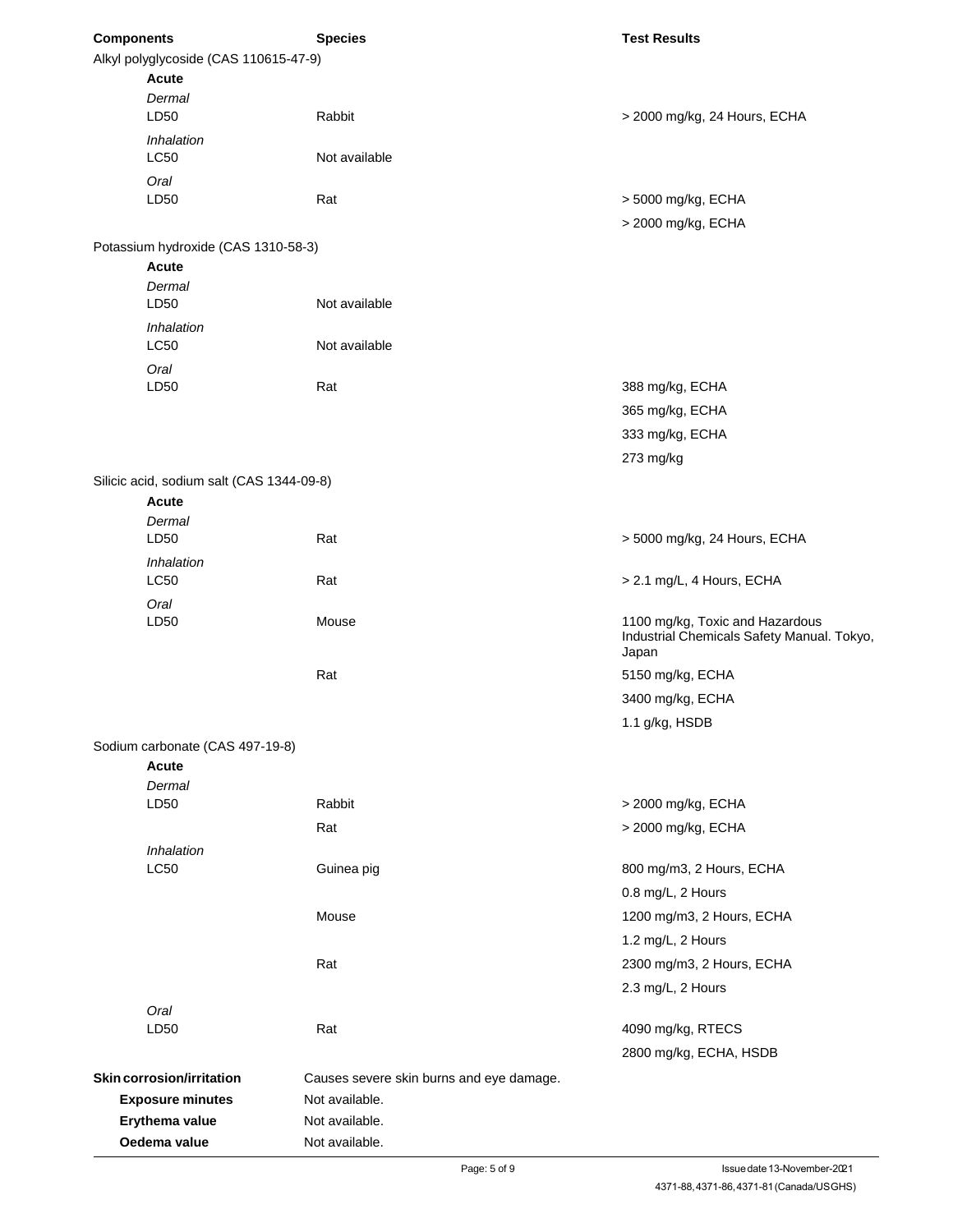| Components | Species | Test Results |
|---|---|---|
| Alkyl polyglycoside (CAS 110615-47-9) | | |
| **Acute** | | |
| *Dermal* | | |
| LD50 | Rabbit | > 2000 mg/kg, 24 Hours, ECHA |
| *Inhalation* | | |
| LC50 | Not available | |
| *Oral* | | |
| LD50 | Rat | > 5000 mg/kg, ECHA |
| | | > 2000 mg/kg, ECHA |
| Potassium hydroxide (CAS 1310-58-3) | | |
| **Acute** | | |
| *Dermal* | | |
| LD50 | Not available | |
| *Inhalation* | | |
| LC50 | Not available | |
| *Oral* | | |
| LD50 | Rat | 388 mg/kg, ECHA |
| | | 365 mg/kg, ECHA |
| | | 333 mg/kg, ECHA |
| | | 273 mg/kg |
| Silicic acid, sodium salt (CAS 1344-09-8) | | |
| **Acute** | | |
| *Dermal* | | |
| LD50 | Rat | > 5000 mg/kg, 24 Hours, ECHA |
| *Inhalation* | | |
| LC50 | Rat | > 2.1 mg/L, 4 Hours, ECHA |
| *Oral* | | |
| LD50 | Mouse | 1100 mg/kg, Toxic and Hazardous Industrial Chemicals Safety Manual. Tokyo, Japan |
| | Rat | 5150 mg/kg, ECHA |
| | | 3400 mg/kg, ECHA |
| | | 1.1 g/kg, HSDB |
| Sodium carbonate (CAS 497-19-8) | | |
| **Acute** | | |
| *Dermal* | | |
| LD50 | Rabbit | > 2000 mg/kg, ECHA |
| | Rat | > 2000 mg/kg, ECHA |
| *Inhalation* | | |
| LC50 | Guinea pig | 800 mg/m3, 2 Hours, ECHA |
| | | 0.8 mg/L, 2 Hours |
| | Mouse | 1200 mg/m3, 2 Hours, ECHA |
| | | 1.2 mg/L, 2 Hours |
| | Rat | 2300 mg/m3, 2 Hours, ECHA |
| | | 2.3 mg/L, 2 Hours |
| *Oral* | | |
| LD50 | Rat | 4090 mg/kg, RTECS |
| | | 2800 mg/kg, ECHA, HSDB |

**Skin corrosion/irritation** Causes severe skin burns and eye damage.

**Exposure minutes** Not available.

**Erythema value** Not available.

**Oedema value** Not available.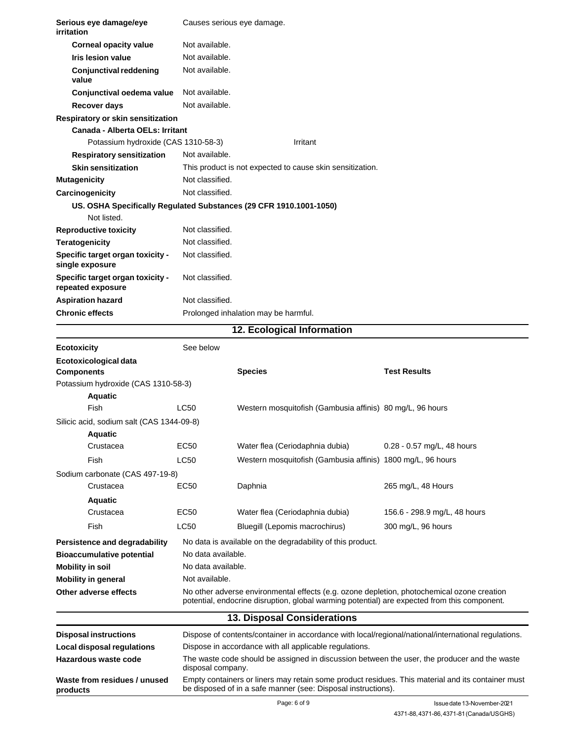| | |
|---|---|
| **Serious eye damage/eye irritation** | Causes serious eye damage. |
| **Corneal opacity value** | Not available. |
| **Iris lesion value** | Not available. |
| **Conjunctival reddening value** | Not available. |
| **Conjunctival oedema value** | Not available. |
| **Recover days** | Not available. |

**Respiratory or skin sensitization**

**Canada - Alberta OELs: Irritant**

Potassium hydroxide (CAS 1310-58-3) Irritant

| | |
|---|---|
| **Respiratory sensitization** | Not available. |
| **Skin sensitization** | This product is not expected to cause skin sensitization. |
| **Mutagenicity** | Not classified. |
| **Carcinogenicity** | Not classified. |

**US. OSHA Specifically Regulated Substances (29 CFR 1910.1001-1050)**

Not listed.

| | |
|---|---|
| **Reproductive toxicity** | Not classified. |
| **Teratogenicity** | Not classified. |
| **Specific target organ toxicity - single exposure** | Not classified. |
| **Specific target organ toxicity - repeated exposure** | Not classified. |
| **Aspiration hazard** | Not classified. |
| **Chronic effects** | Prolonged inhalation may be harmful. |

## 12. Ecological Information

**Ecotoxicity** See below

**Ecotoxicological data**

| Components | | Species | Test Results |
|---|---|---|---|
| Potassium hydroxide (CAS 1310-58-3) | | | |
| **Aquatic** | | | |
| Fish | LC50 | Western mosquitofish (Gambusia affinis) | 80 mg/L, 96 hours |
| Silicic acid, sodium salt (CAS 1344-09-8) | | | |
| **Aquatic** | | | |
| Crustacea | EC50 | Water flea (Ceriodaphnia dubia) | 0.28 - 0.57 mg/L, 48 hours |
| Fish | LC50 | Western mosquitofish (Gambusia affinis) | 1800 mg/L, 96 hours |
| Sodium carbonate (CAS 497-19-8) | | | |
| Crustacea | EC50 | Daphnia | 265 mg/L, 48 Hours |
| **Aquatic** | | | |
| Crustacea | EC50 | Water flea (Ceriodaphnia dubia) | 156.6 - 298.9 mg/L, 48 hours |
| Fish | LC50 | Bluegill (Lepomis macrochirus) | 300 mg/L, 96 hours |

| | |
|---|---|
| **Persistence and degradability** | No data is available on the degradability of this product. |
| **Bioaccumulative potential** | No data available. |
| **Mobility in soil** | No data available. |
| **Mobility in general** | Not available. |
| **Other adverse effects** | No other adverse environmental effects (e.g. ozone depletion, photochemical ozone creation potential, endocrine disruption, global warming potential) are expected from this component. |

## 13. Disposal Considerations

| | |
|---|---|
| **Disposal instructions** | Dispose of contents/container in accordance with local/regional/national/international regulations. |
| **Local disposal regulations** | Dispose in accordance with all applicable regulations. |
| **Hazardous waste code** | The waste code should be assigned in discussion between the user, the producer and the waste disposal company. |
| **Waste from residues / unused products** | Empty containers or liners may retain some product residues. This material and its container must be disposed of in a safe manner (see: Disposal instructions). |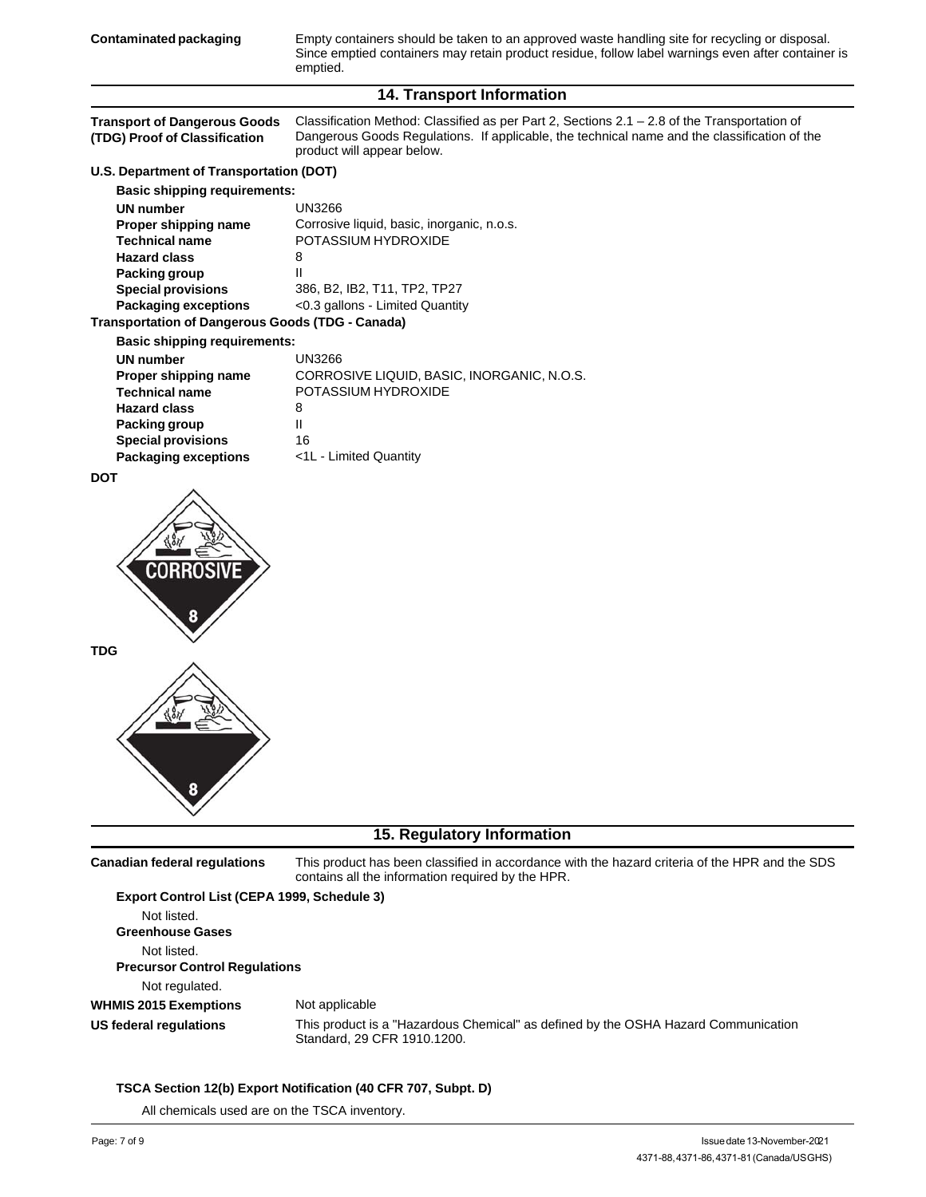**Contaminated packaging** Empty containers should be taken to an approved waste handling site for recycling or disposal. Since emptied containers may retain product residue, follow label warnings even after container is emptied.

## 14. Transport Information

**Transport of Dangerous Goods (TDG) Proof of Classification** Classification Method: Classified as per Part 2, Sections 2.1 – 2.8 of the Transportation of Dangerous Goods Regulations. If applicable, the technical name and the classification of the product will appear below.

**U.S. Department of Transportation (DOT)**

**Basic shipping requirements:**

| | |
|---|---|
| **UN number** | UN3266 |
| **Proper shipping name** | Corrosive liquid, basic, inorganic, n.o.s. |
| **Technical name** | POTASSIUM HYDROXIDE |
| **Hazard class** | 8 |
| **Packing group** | II |
| **Special provisions** | 386, B2, IB2, T11, TP2, TP27 |
| **Packaging exceptions** | <0.3 gallons - Limited Quantity |

**Transportation of Dangerous Goods (TDG - Canada)**

**Basic shipping requirements:**

| | |
|---|---|
| **UN number** | UN3266 |
| **Proper shipping name** | CORROSIVE LIQUID, BASIC, INORGANIC, N.O.S. |
| **Technical name** | POTASSIUM HYDROXIDE |
| **Hazard class** | 8 |
| **Packing group** | II |
| **Special provisions** | 16 |
| **Packaging exceptions** | <1L - Limited Quantity |

**DOT**

CORROSIVE

8

**TDG**

8

## 15. Regulatory Information

**Canadian federal regulations** This product has been classified in accordance with the hazard criteria of the HPR and the SDS contains all the information required by the HPR.

**Export Control List (CEPA 1999, Schedule 3)**

Not listed.

**Greenhouse Gases**

Not listed.

**Precursor Control Regulations**

Not regulated.

**WHMIS 2015 Exemptions** Not applicable

**US federal regulations** This product is a "Hazardous Chemical" as defined by the OSHA Hazard Communication Standard, 29 CFR 1910.1200.

**TSCA Section 12(b) Export Notification (40 CFR 707, Subpt. D)**

All chemicals used are on the TSCA inventory.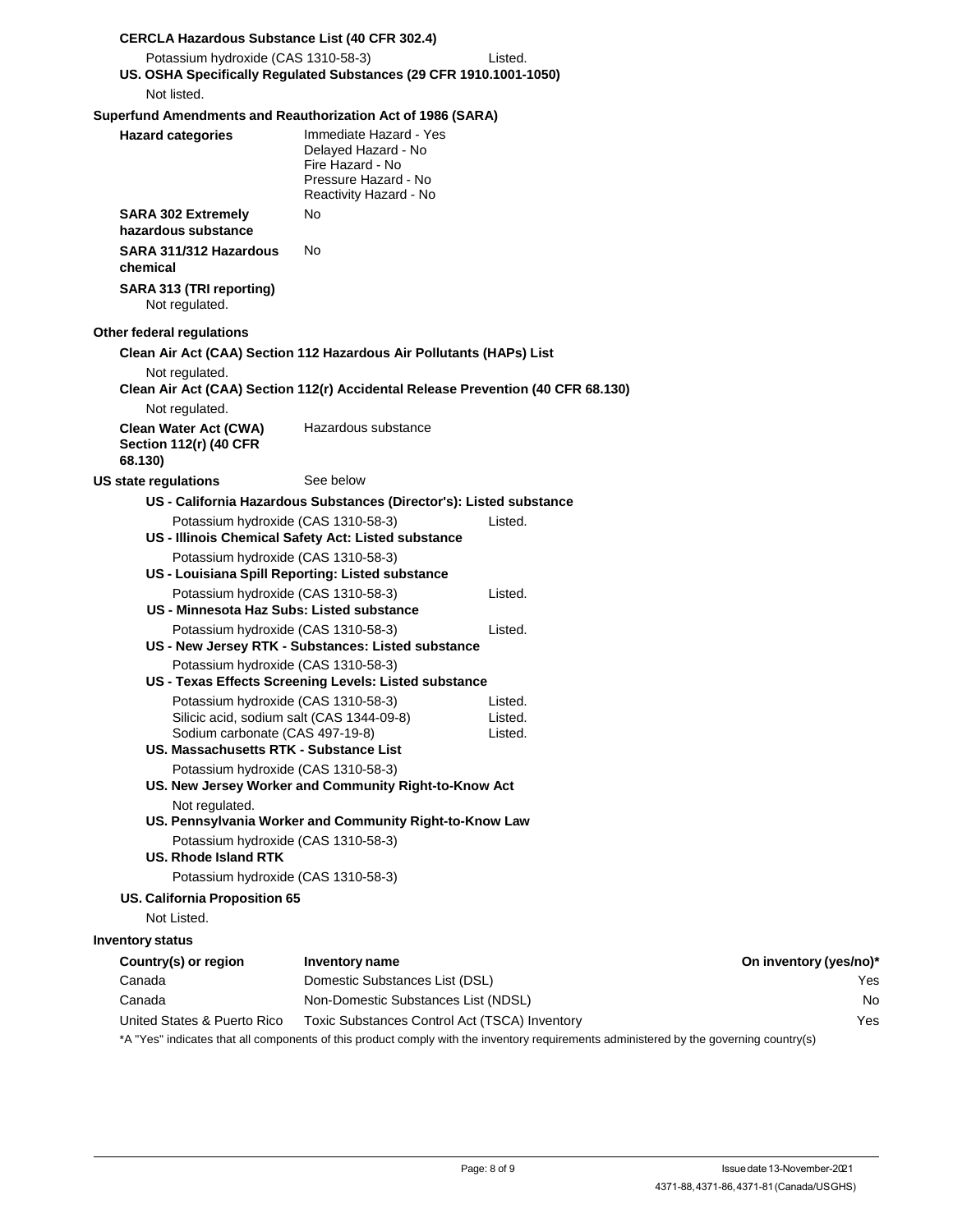**CERCLA Hazardous Substance List (40 CFR 302.4)**

Potassium hydroxide (CAS 1310-58-3) Listed.

**US. OSHA Specifically Regulated Substances (29 CFR 1910.1001-1050)**

Not listed.

**Superfund Amendments and Reauthorization Act of 1986 (SARA)**

**Hazard categories**
Immediate Hazard - Yes
Delayed Hazard - No
Fire Hazard - No
Pressure Hazard - No
Reactivity Hazard - No

**SARA 302 Extremely hazardous substance** No

**SARA 311/312 Hazardous chemical** No

**SARA 313 (TRI reporting)**

Not regulated.

**Other federal regulations**

**Clean Air Act (CAA) Section 112 Hazardous Air Pollutants (HAPs) List**

Not regulated.

**Clean Air Act (CAA) Section 112(r) Accidental Release Prevention (40 CFR 68.130)**

Not regulated.

**Clean Water Act (CWA) Section 112(r) (40 CFR 68.130)** Hazardous substance

**US state regulations** See below

**US - California Hazardous Substances (Director's): Listed substance**

Potassium hydroxide (CAS 1310-58-3) Listed.

**US - Illinois Chemical Safety Act: Listed substance**

Potassium hydroxide (CAS 1310-58-3)

**US - Louisiana Spill Reporting: Listed substance**

Potassium hydroxide (CAS 1310-58-3) Listed.

**US - Minnesota Haz Subs: Listed substance**

Potassium hydroxide (CAS 1310-58-3) Listed.

**US - New Jersey RTK - Substances: Listed substance**

Potassium hydroxide (CAS 1310-58-3)

**US - Texas Effects Screening Levels: Listed substance**

Potassium hydroxide (CAS 1310-58-3) Listed.
Silicic acid, sodium salt (CAS 1344-09-8) Listed.
Sodium carbonate (CAS 497-19-8) Listed.

**US. Massachusetts RTK - Substance List**

Potassium hydroxide (CAS 1310-58-3)

**US. New Jersey Worker and Community Right-to-Know Act**

Not regulated.

**US. Pennsylvania Worker and Community Right-to-Know Law**

Potassium hydroxide (CAS 1310-58-3)

**US. Rhode Island RTK**

Potassium hydroxide (CAS 1310-58-3)

**US. California Proposition 65**

Not Listed.

**Inventory status**

| Country(s) or region | Inventory name | On inventory (yes/no)* |
|---|---|---|
| Canada | Domestic Substances List (DSL) | Yes |
| Canada | Non-Domestic Substances List (NDSL) | No |
| United States & Puerto Rico | Toxic Substances Control Act (TSCA) Inventory | Yes |

*A "Yes" indicates that all components of this product comply with the inventory requirements administered by the governing country(s)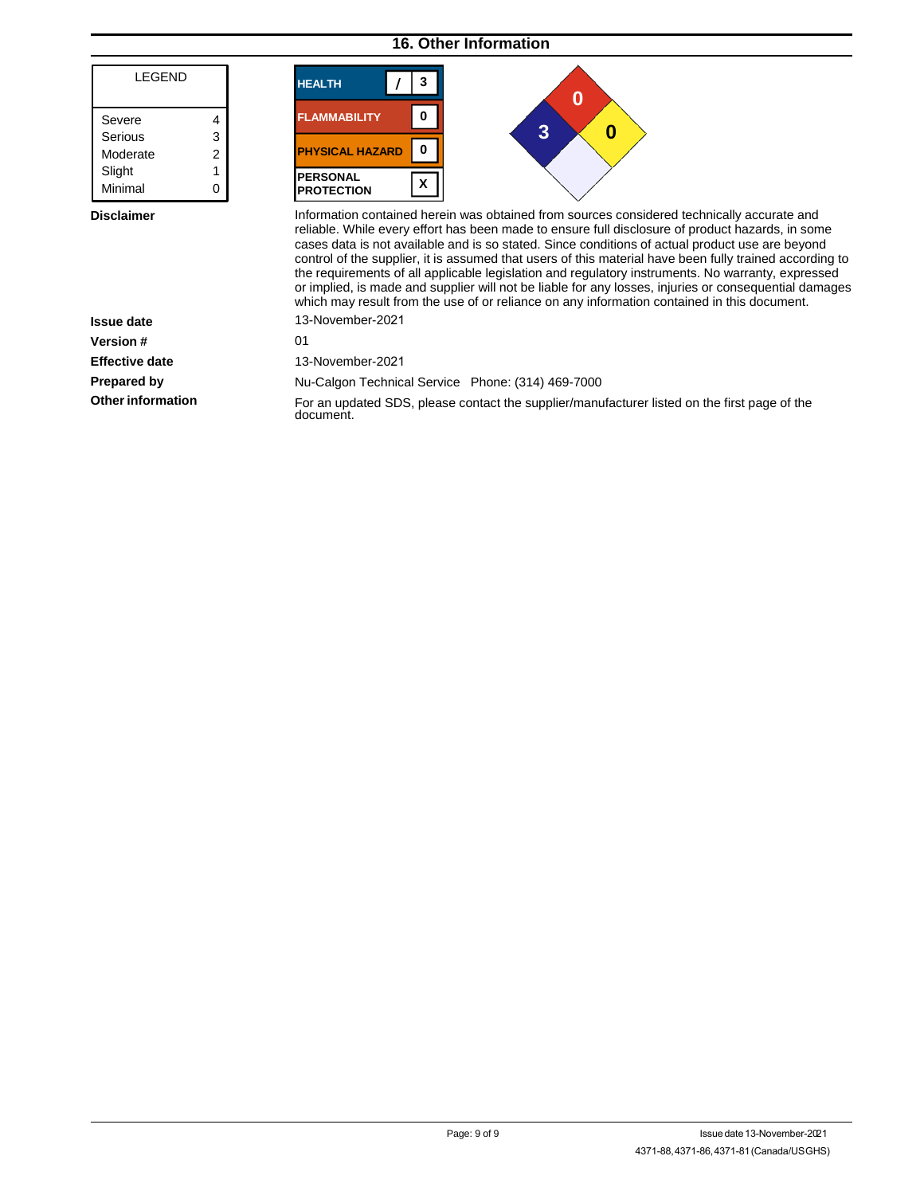## 16. Other Information

| LEGEND | |
|---|---|
| Severe | 4 |
| Serious | 3 |
| Moderate | 2 |
| Slight | 1 |
| Minimal | 0 |

| | | |
|---|---|---|
| HEALTH | / | 3 |
| FLAMMABILITY | | 0 |
| PHYSICAL HAZARD | | 0 |
| PERSONAL PROTECTION | | X |

0

3

0

**Disclaimer**

Information contained herein was obtained from sources considered technically accurate and reliable. While every effort has been made to ensure full disclosure of product hazards, in some cases data is not available and is so stated. Since conditions of actual product use are beyond control of the supplier, it is assumed that users of this material have been fully trained according to the requirements of all applicable legislation and regulatory instruments. No warranty, expressed or implied, is made and supplier will not be liable for any losses, injuries or consequential damages which may result from the use of or reliance on any information contained in this document.

**Issue date** 13-November-2021

**Version #** 01

**Effective date** 13-November-2021

**Prepared by** Nu-Calgon Technical Service Phone: (314) 469-7000

**Other information** For an updated SDS, please contact the supplier/manufacturer listed on the first page of the document.